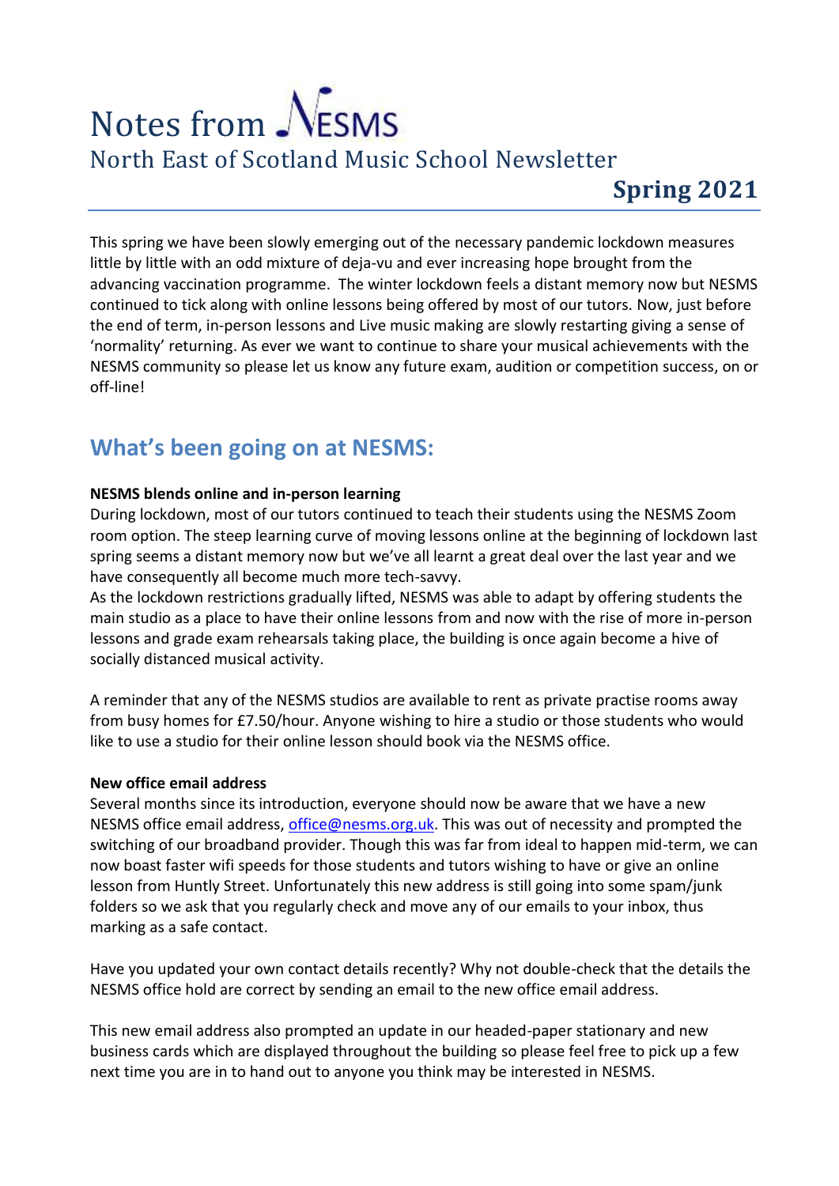# Notes from NESMS

## North East of Scotland Music School Newsletter

**Spring 2021**

---

This spring we have been slowly emerging out of the necessary pandemic lockdown measures little by little with an odd mixture of deja-vu and ever increasing hope brought from the advancing vaccination programme. The winter lockdown feels a distant memory now but NESMS continued to tick along with online lessons being offered by most of our tutors. Now, just before the end of term, in-person lessons and Live music making are slowly restarting giving a sense of 'normality' returning. As ever we want to continue to share your musical achievements with the NESMS community so please let us know any future exam, audition or competition success, on or off-line!

## What's been going on at NESMS:

**NESMS blends online and in-person learning**

During lockdown, most of our tutors continued to teach their students using the NESMS Zoom room option. The steep learning curve of moving lessons online at the beginning of lockdown last spring seems a distant memory now but we've all learnt a great deal over the last year and we have consequently all become much more tech-savvy.

As the lockdown restrictions gradually lifted, NESMS was able to adapt by offering students the main studio as a place to have their online lessons from and now with the rise of more in-person lessons and grade exam rehearsals taking place, the building is once again become a hive of socially distanced musical activity.

A reminder that any of the NESMS studios are available to rent as private practise rooms away from busy homes for £7.50/hour. Anyone wishing to hire a studio or those students who would like to use a studio for their online lesson should book via the NESMS office.

**New office email address**

Several months since its introduction, everyone should now be aware that we have a new NESMS office email address, office@nesms.org.uk. This was out of necessity and prompted the switching of our broadband provider. Though this was far from ideal to happen mid-term, we can now boast faster wifi speeds for those students and tutors wishing to have or give an online lesson from Huntly Street. Unfortunately this new address is still going into some spam/junk folders so we ask that you regularly check and move any of our emails to your inbox, thus marking as a safe contact.

Have you updated your own contact details recently? Why not double-check that the details the NESMS office hold are correct by sending an email to the new office email address.

This new email address also prompted an update in our headed-paper stationary and new business cards which are displayed throughout the building so please feel free to pick up a few next time you are in to hand out to anyone you think may be interested in NESMS.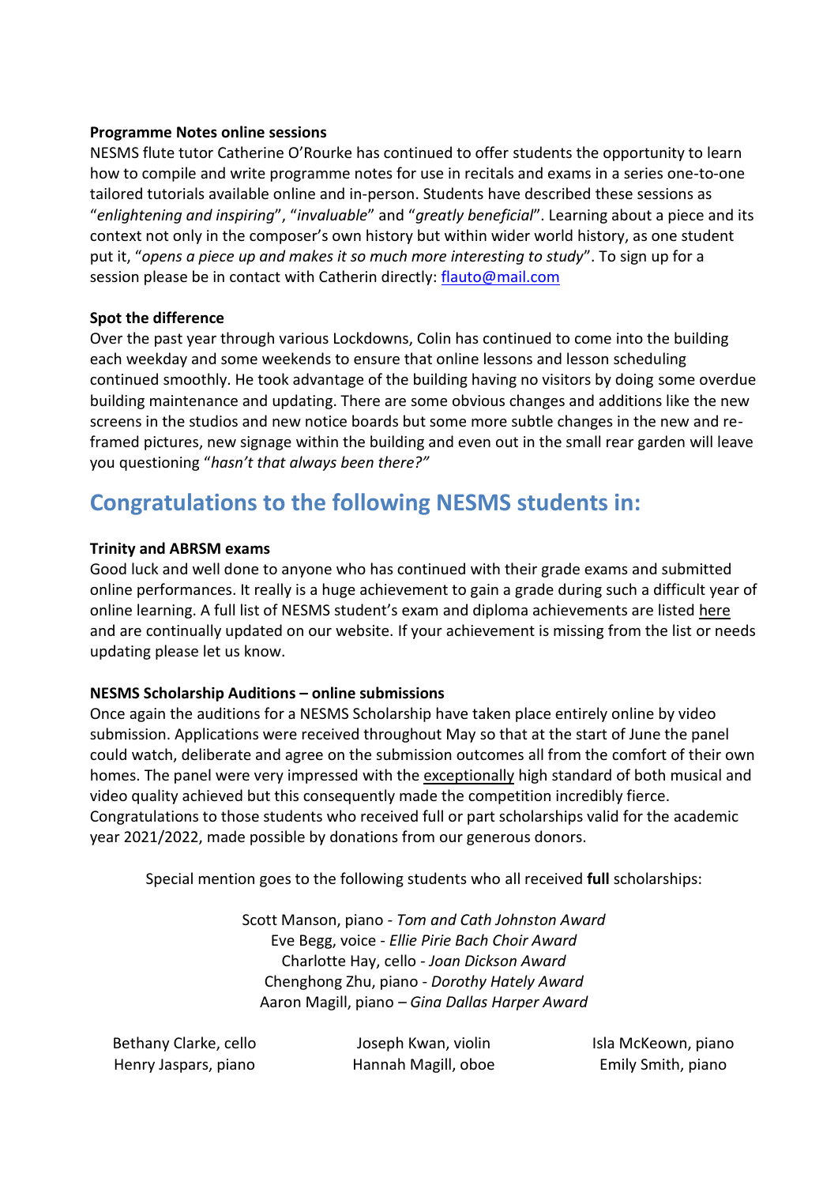**Programme Notes online sessions**

NESMS flute tutor Catherine O'Rourke has continued to offer students the opportunity to learn how to compile and write programme notes for use in recitals and exams in a series one-to-one tailored tutorials available online and in-person. Students have described these sessions as "*enlightening and inspiring*", "*invaluable*" and "*greatly beneficial*". Learning about a piece and its context not only in the composer's own history but within wider world history, as one student put it, "*opens a piece up and makes it so much more interesting to study*". To sign up for a session please be in contact with Catherin directly: flauto@mail.com

**Spot the difference**

Over the past year through various Lockdowns, Colin has continued to come into the building each weekday and some weekends to ensure that online lessons and lesson scheduling continued smoothly. He took advantage of the building having no visitors by doing some overdue building maintenance and updating. There are some obvious changes and additions like the new screens in the studios and new notice boards but some more subtle changes in the new and re-framed pictures, new signage within the building and even out in the small rear garden will leave you questioning "*hasn't that always been there?*"

## Congratulations to the following NESMS students in:

**Trinity and ABRSM exams**

Good luck and well done to anyone who has continued with their grade exams and submitted online performances. It really is a huge achievement to gain a grade during such a difficult year of online learning. A full list of NESMS student's exam and diploma achievements are listed here and are continually updated on our website. If your achievement is missing from the list or needs updating please let us know.

**NESMS Scholarship Auditions – online submissions**

Once again the auditions for a NESMS Scholarship have taken place entirely online by video submission. Applications were received throughout May so that at the start of June the panel could watch, deliberate and agree on the submission outcomes all from the comfort of their own homes. The panel were very impressed with the exceptionally high standard of both musical and video quality achieved but this consequently made the competition incredibly fierce. Congratulations to those students who received full or part scholarships valid for the academic year 2021/2022, made possible by donations from our generous donors.

Special mention goes to the following students who all received **full** scholarships:

Scott Manson, piano - *Tom and Cath Johnston Award*
Eve Begg, voice - *Ellie Pirie Bach Choir Award*
Charlotte Hay, cello - *Joan Dickson Award*
Chenghong Zhu, piano - *Dorothy Hately Award*
Aaron Magill, piano – *Gina Dallas Harper Award*

Bethany Clarke, cello
Henry Jaspars, piano
Joseph Kwan, violin
Hannah Magill, oboe
Isla McKeown, piano
Emily Smith, piano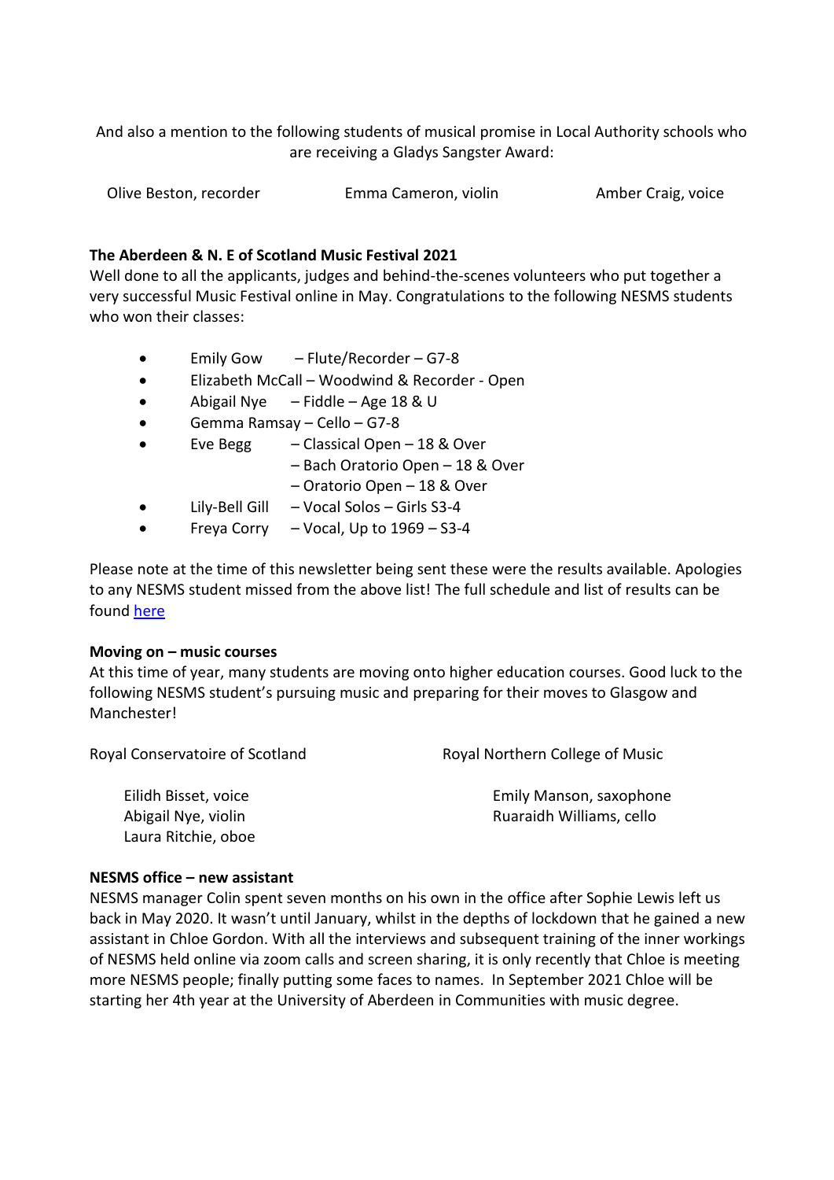And also a mention to the following students of musical promise in Local Authority schools who are receiving a Gladys Sangster Award:

Olive Beston, recorder    Emma Cameron, violin    Amber Craig, voice

**The Aberdeen & N. E of Scotland Music Festival 2021**

Well done to all the applicants, judges and behind-the-scenes volunteers who put together a very successful Music Festival online in May. Congratulations to the following NESMS students who won their classes:

- Emily Gow – Flute/Recorder – G7-8
- Elizabeth McCall – Woodwind & Recorder - Open
- Abigail Nye – Fiddle – Age 18 & U
- Gemma Ramsay – Cello – G7-8
- Eve Begg – Classical Open – 18 & Over
  – Bach Oratorio Open – 18 & Over
  – Oratorio Open – 18 & Over
- Lily-Bell Gill – Vocal Solos – Girls S3-4
- Freya Corry – Vocal, Up to 1969 – S3-4

Please note at the time of this newsletter being sent these were the results available. Apologies to any NESMS student missed from the above list! The full schedule and list of results can be found here

**Moving on – music courses**

At this time of year, many students are moving onto higher education courses. Good luck to the following NESMS student's pursuing music and preparing for their moves to Glasgow and Manchester!

Royal Conservatoire of Scotland

Eilidh Bisset, voice
Abigail Nye, violin
Laura Ritchie, oboe

Royal Northern College of Music

Emily Manson, saxophone
Ruaraidh Williams, cello

**NESMS office – new assistant**

NESMS manager Colin spent seven months on his own in the office after Sophie Lewis left us back in May 2020. It wasn't until January, whilst in the depths of lockdown that he gained a new assistant in Chloe Gordon. With all the interviews and subsequent training of the inner workings of NESMS held online via zoom calls and screen sharing, it is only recently that Chloe is meeting more NESMS people; finally putting some faces to names. In September 2021 Chloe will be starting her 4th year at the University of Aberdeen in Communities with music degree.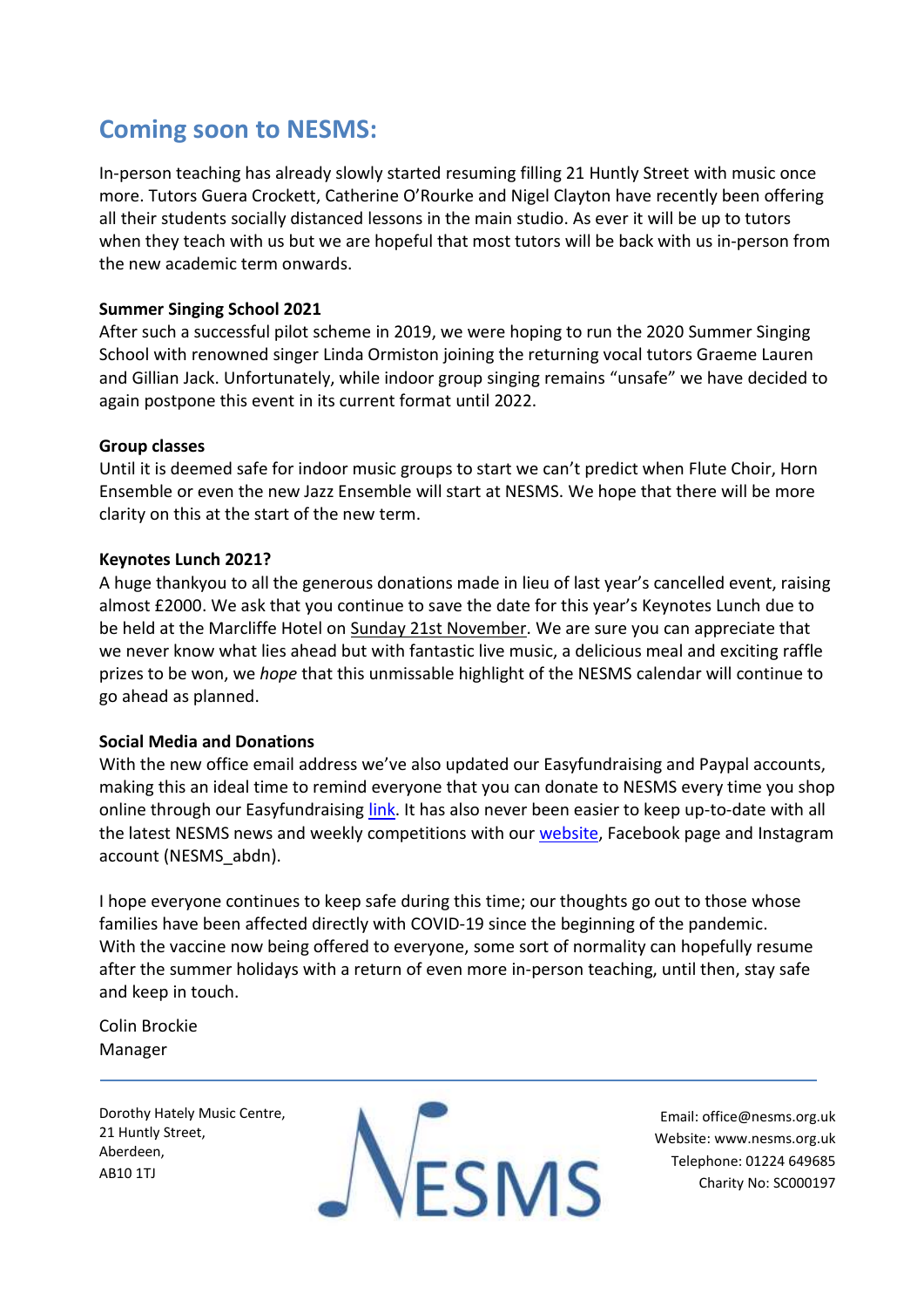## Coming soon to NESMS:

In-person teaching has already slowly started resuming filling 21 Huntly Street with music once more. Tutors Guera Crockett, Catherine O'Rourke and Nigel Clayton have recently been offering all their students socially distanced lessons in the main studio. As ever it will be up to tutors when they teach with us but we are hopeful that most tutors will be back with us in-person from the new academic term onwards.

**Summer Singing School 2021**

After such a successful pilot scheme in 2019, we were hoping to run the 2020 Summer Singing School with renowned singer Linda Ormiston joining the returning vocal tutors Graeme Lauren and Gillian Jack. Unfortunately, while indoor group singing remains "unsafe" we have decided to again postpone this event in its current format until 2022.

**Group classes**

Until it is deemed safe for indoor music groups to start we can't predict when Flute Choir, Horn Ensemble or even the new Jazz Ensemble will start at NESMS. We hope that there will be more clarity on this at the start of the new term.

**Keynotes Lunch 2021?**

A huge thankyou to all the generous donations made in lieu of last year's cancelled event, raising almost £2000. We ask that you continue to save the date for this year's Keynotes Lunch due to be held at the Marcliffe Hotel on Sunday 21st November. We are sure you can appreciate that we never know what lies ahead but with fantastic live music, a delicious meal and exciting raffle prizes to be won, we *hope* that this unmissable highlight of the NESMS calendar will continue to go ahead as planned.

**Social Media and Donations**

With the new office email address we've also updated our Easyfundraising and Paypal accounts, making this an ideal time to remind everyone that you can donate to NESMS every time you shop online through our Easyfundraising link. It has also never been easier to keep up-to-date with all the latest NESMS news and weekly competitions with our website, Facebook page and Instagram account (NESMS_abdn).

I hope everyone continues to keep safe during this time; our thoughts go out to those whose families have been affected directly with COVID-19 since the beginning of the pandemic. With the vaccine now being offered to everyone, some sort of normality can hopefully resume after the summer holidays with a return of even more in-person teaching, until then, stay safe and keep in touch.

Colin Brockie
Manager

---

Dorothy Hately Music Centre,
21 Huntly Street,
Aberdeen,
AB10 1TJ

NESMS

Email: office@nesms.org.uk
Website: www.nesms.org.uk
Telephone: 01224 649685
Charity No: SC000197